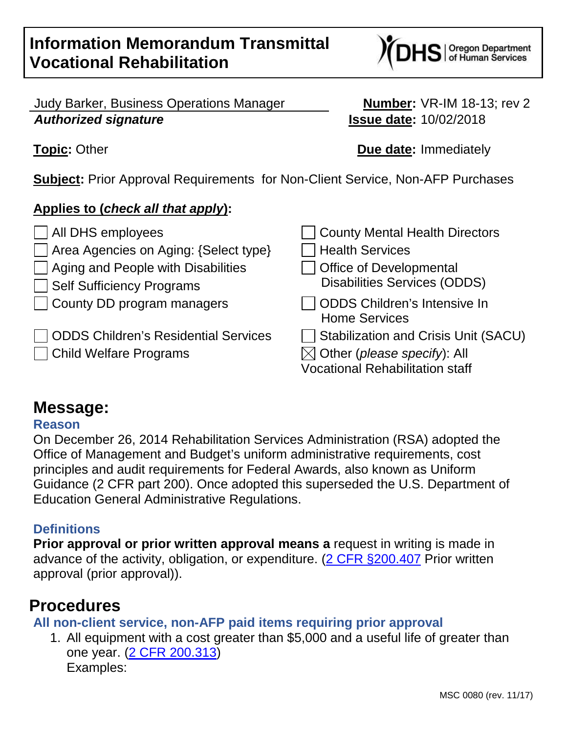# Information Memorandum Transmittal
# Vocational Rehabilitation

Judy Barker, Business Operations Manager
***Authorized signature***

**Number:** VR-IM 18-13; rev 2
**Issue date:** 10/02/2018

**Topic:** Other

**Due date:** Immediately

**Subject:** Prior Approval Requirements for Non-Client Service, Non-AFP Purchases

**Applies to (*check all that apply*):**

- [ ] All DHS employees
- [ ] Area Agencies on Aging: {Select type}
- [ ] Aging and People with Disabilities
- [ ] Self Sufficiency Programs
- [ ] County DD program managers
- [ ] ODDS Children's Residential Services
- [ ] Child Welfare Programs
- [ ] County Mental Health Directors
- [ ] Health Services
- [ ] Office of Developmental Disabilities Services (ODDS)
- [ ] ODDS Children's Intensive In Home Services
- [ ] Stabilization and Crisis Unit (SACU)
- [x] Other (*please specify*): All Vocational Rehabilitation staff

## Message:

### Reason

On December 26, 2014 Rehabilitation Services Administration (RSA) adopted the Office of Management and Budget's uniform administrative requirements, cost principles and audit requirements for Federal Awards, also known as Uniform Guidance (2 CFR part 200). Once adopted this superseded the U.S. Department of Education General Administrative Regulations.

### Definitions

**Prior approval or prior written approval means a** request in writing is made in advance of the activity, obligation, or expenditure. (2 CFR §200.407 Prior written approval (prior approval)).

## Procedures

### All non-client service, non-AFP paid items requiring prior approval

1. All equipment with a cost greater than $5,000 and a useful life of greater than one year. (2 CFR 200.313)
   Examples: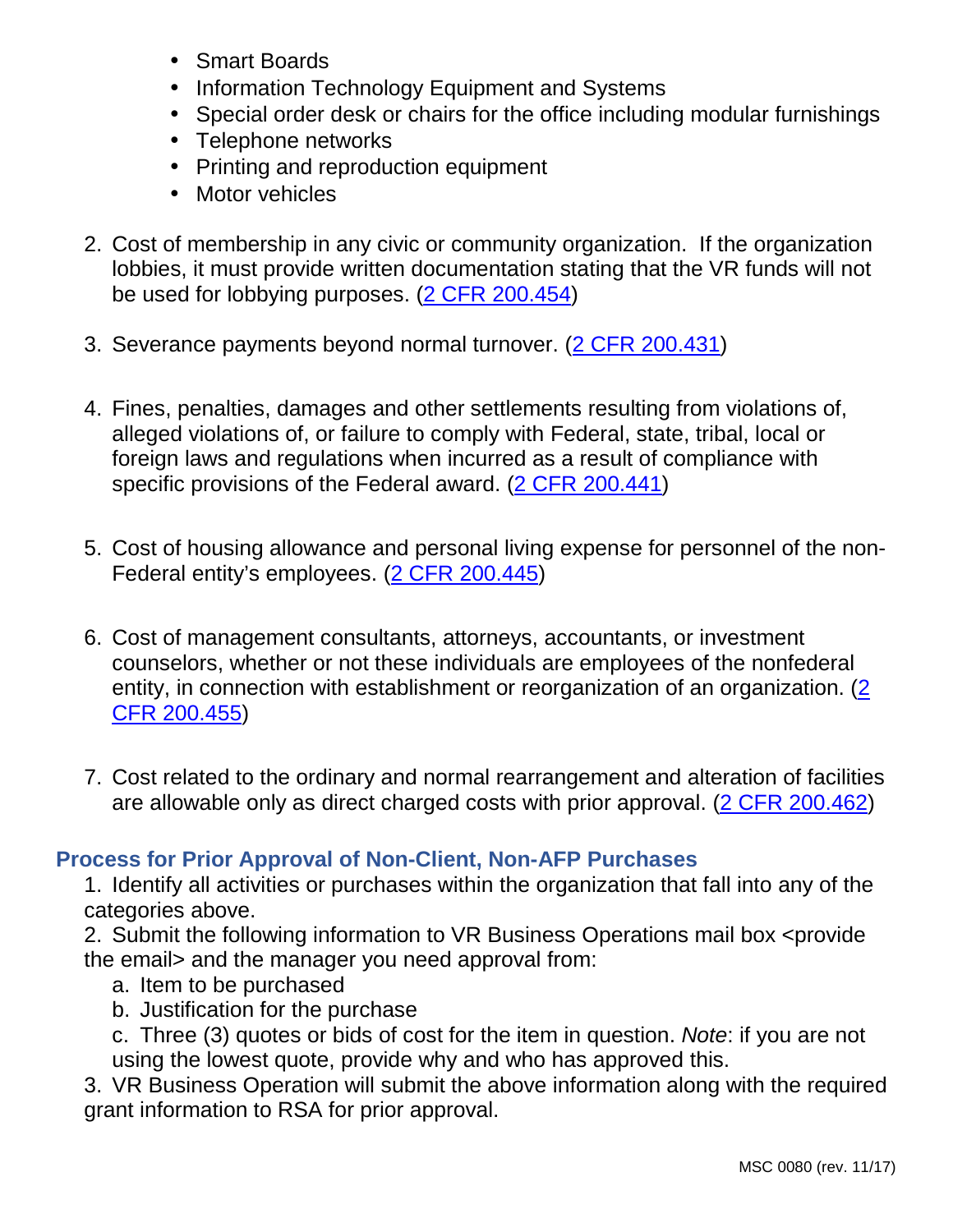- Smart Boards
- Information Technology Equipment and Systems
- Special order desk or chairs for the office including modular furnishings
- Telephone networks
- Printing and reproduction equipment
- Motor vehicles

2. Cost of membership in any civic or community organization. If the organization lobbies, it must provide written documentation stating that the VR funds will not be used for lobbying purposes. ([2 CFR 200.454](#))

3. Severance payments beyond normal turnover. ([2 CFR 200.431](#))

4. Fines, penalties, damages and other settlements resulting from violations of, alleged violations of, or failure to comply with Federal, state, tribal, local or foreign laws and regulations when incurred as a result of compliance with specific provisions of the Federal award. ([2 CFR 200.441](#))

5. Cost of housing allowance and personal living expense for personnel of the non-Federal entity's employees. ([2 CFR 200.445](#))

6. Cost of management consultants, attorneys, accountants, or investment counselors, whether or not these individuals are employees of the nonfederal entity, in connection with establishment or reorganization of an organization. ([2 CFR 200.455](#))

7. Cost related to the ordinary and normal rearrangement and alteration of facilities are allowable only as direct charged costs with prior approval. ([2 CFR 200.462](#))

### Process for Prior Approval of Non-Client, Non-AFP Purchases

1. Identify all activities or purchases within the organization that fall into any of the categories above.
2. Submit the following information to VR Business Operations mail box <provide the email> and the manager you need approval from:
   a. Item to be purchased
   b. Justification for the purchase
   c. Three (3) quotes or bids of cost for the item in question. *Note*: if you are not using the lowest quote, provide why and who has approved this.
3. VR Business Operation will submit the above information along with the required grant information to RSA for prior approval.

MSC 0080 (rev. 11/17)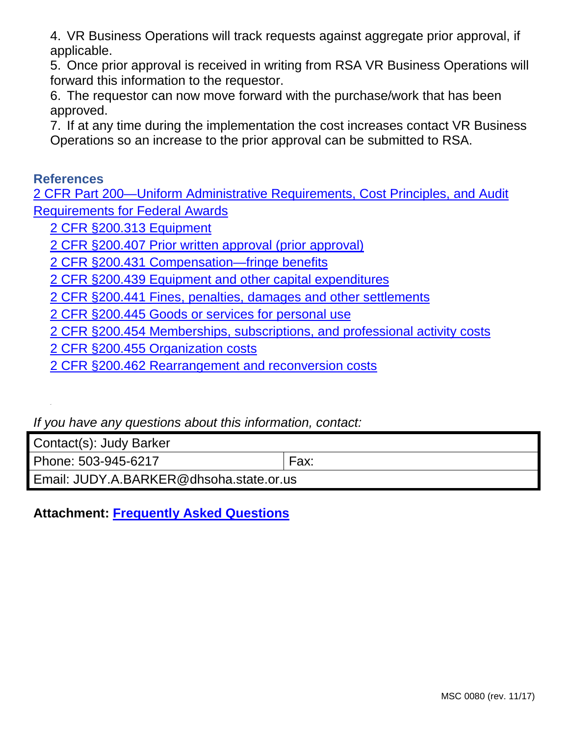4. VR Business Operations will track requests against aggregate prior approval, if applicable.
5. Once prior approval is received in writing from RSA VR Business Operations will forward this information to the requestor.
6. The requestor can now move forward with the purchase/work that has been approved.
7. If at any time during the implementation the cost increases contact VR Business Operations so an increase to the prior approval can be submitted to RSA.

### References

2 CFR Part 200—Uniform Administrative Requirements, Cost Principles, and Audit Requirements for Federal Awards

- 2 CFR §200.313 Equipment
- 2 CFR §200.407 Prior written approval (prior approval)
- 2 CFR §200.431 Compensation—fringe benefits
- 2 CFR §200.439 Equipment and other capital expenditures
- 2 CFR §200.441 Fines, penalties, damages and other settlements
- 2 CFR §200.445 Goods or services for personal use
- 2 CFR §200.454 Memberships, subscriptions, and professional activity costs
- 2 CFR §200.455 Organization costs
- 2 CFR §200.462 Rearrangement and reconversion costs

*If you have any questions about this information, contact:*

| Contact(s): Judy Barker | |
| --- | --- |
| Phone: 503-945-6217 | Fax: |
| Email: JUDY.A.BARKER@dhsoha.state.or.us | |

**Attachment: Frequently Asked Questions**

MSC 0080 (rev. 11/17)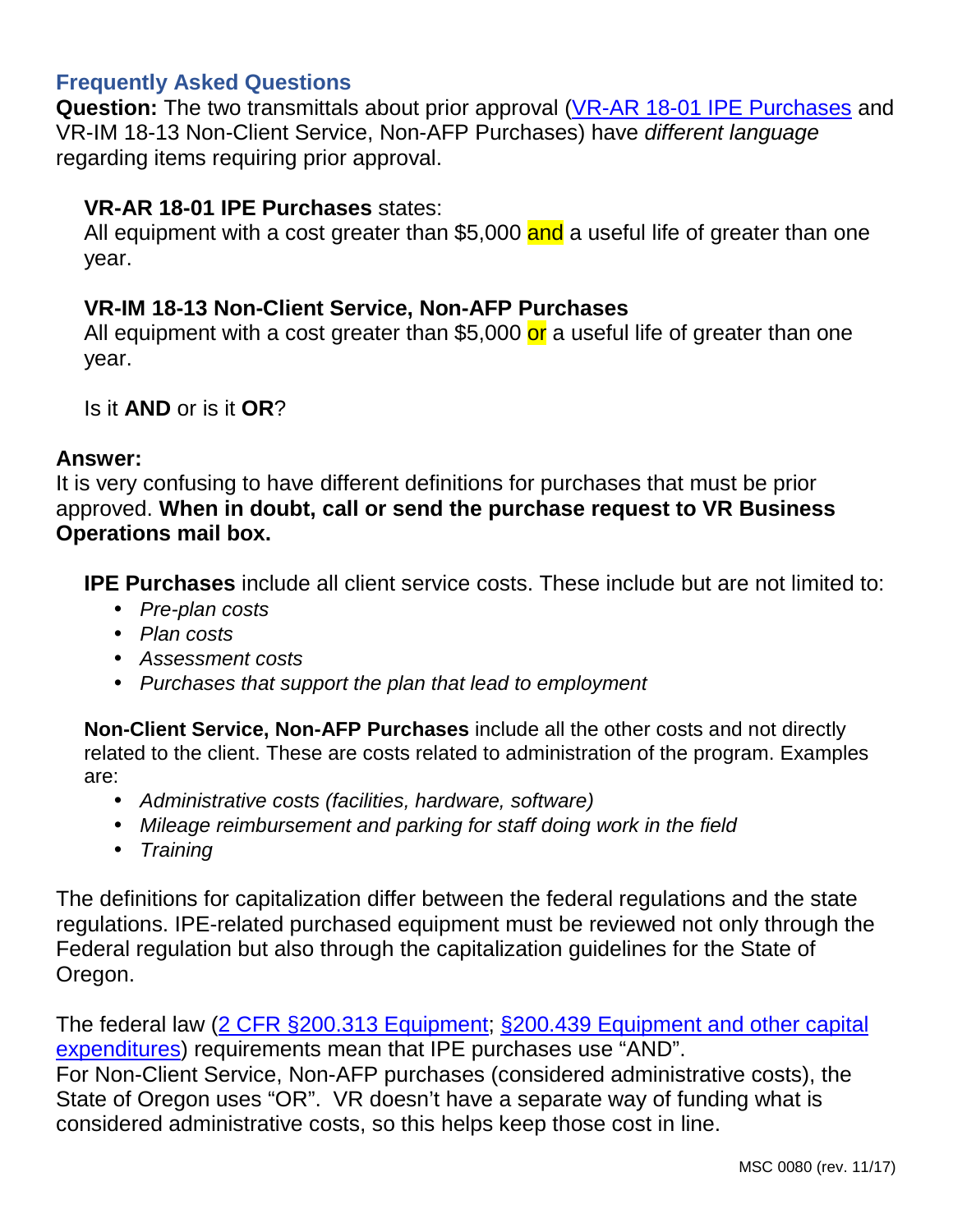## Frequently Asked Questions

**Question:** The two transmittals about prior approval (VR-AR 18-01 IPE Purchases and VR-IM 18-13 Non-Client Service, Non-AFP Purchases) have *different language* regarding items requiring prior approval.

**VR-AR 18-01 IPE Purchases** states:
All equipment with a cost greater than $5,000 and a useful life of greater than one year.

**VR-IM 18-13 Non-Client Service, Non-AFP Purchases**
All equipment with a cost greater than $5,000 or a useful life of greater than one year.

Is it **AND** or is it **OR**?

**Answer:**
It is very confusing to have different definitions for purchases that must be prior approved. **When in doubt, call or send the purchase request to VR Business Operations mail box.**

**IPE Purchases** include all client service costs. These include but are not limited to:

- *Pre-plan costs*
- *Plan costs*
- *Assessment costs*
- *Purchases that support the plan that lead to employment*

**Non-Client Service, Non-AFP Purchases** include all the other costs and not directly related to the client. These are costs related to administration of the program. Examples are:

- *Administrative costs (facilities, hardware, software)*
- *Mileage reimbursement and parking for staff doing work in the field*
- *Training*

The definitions for capitalization differ between the federal regulations and the state regulations. IPE-related purchased equipment must be reviewed not only through the Federal regulation but also through the capitalization guidelines for the State of Oregon.

The federal law (2 CFR §200.313 Equipment; §200.439 Equipment and other capital expenditures) requirements mean that IPE purchases use "AND".
For Non-Client Service, Non-AFP purchases (considered administrative costs), the State of Oregon uses "OR". VR doesn't have a separate way of funding what is considered administrative costs, so this helps keep those cost in line.

MSC 0080 (rev. 11/17)